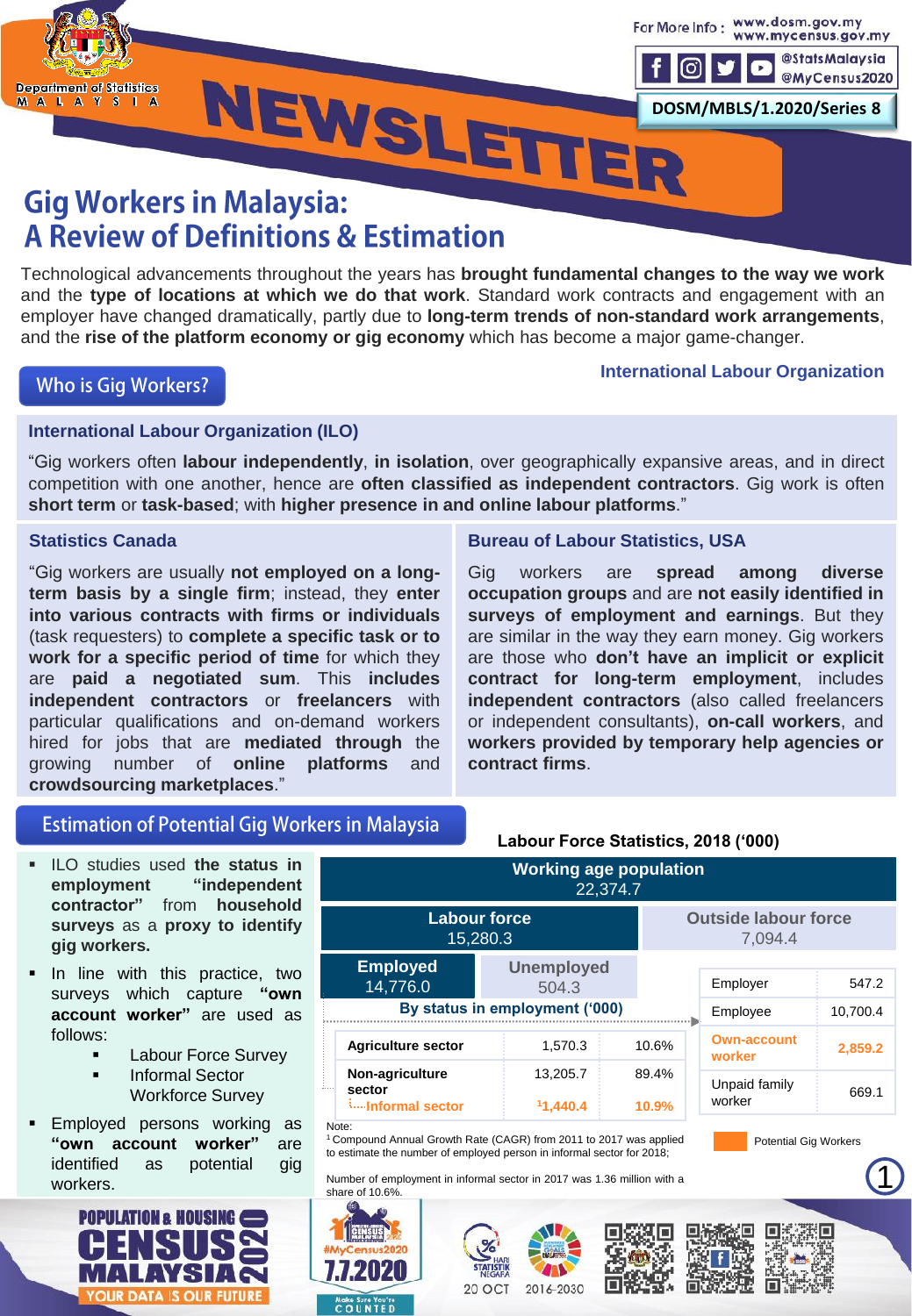# Gig Workers in Malaysia: A Review of Definitions & Estimation

DOSM/MBLS/1.2020/Series 8

Technological advancements throughout the years has **brought fundamental changes to the way we work** and the **type of locations at which we do that work**. Standard work contracts and engagement with an employer have changed dramatically, partly due to **long-term trends of non-standard work arrangements**, and the **rise of the platform economy or gig economy** which has become a major game-changer.

## Who is Gig Workers?

### International Labour Organization (ILO)

"Gig workers often **labour independently**, **in isolation**, over geographically expansive areas, and in direct competition with one another, hence are **often classified as independent contractors**. Gig work is often **short term** or **task-based**; with **higher presence in and online labour platforms**."

### Statistics Canada

"Gig workers are usually **not employed on a long-term basis by a single firm**; instead, they **enter into various contracts with firms or individuals** (task requesters) to **complete a specific task or to work for a specific period of time** for which they are **paid a negotiated sum**. This **includes independent contractors** or **freelancers** with particular qualifications and on-demand workers hired for jobs that are **mediated through** the growing number of **online platforms** and **crowdsourcing marketplaces**."

### Bureau of Labour Statistics, USA

Gig workers are **spread among diverse occupation groups** and are **not easily identified in surveys of employment and earnings**. But they are similar in the way they earn money. Gig workers are those who **don't have an implicit or explicit contract for long-term employment**, includes **independent contractors** (also called freelancers or independent consultants), **on-call workers**, and **workers provided by temporary help agencies or contract firms**.

## Estimation of Potential Gig Workers in Malaysia

- ILO studies used **the status in employment "independent contractor"** from **household surveys** as a **proxy to identify gig workers.**
- In line with this practice, two surveys which capture **"own account worker"** are used as follows:
  - Labour Force Survey
  - Informal Sector Workforce Survey
- Employed persons working as **"own account worker"** are identified as potential gig workers.

**Labour Force Statistics, 2018 ('000)**

| Working age population | | |
|---|---|---|
| 22,374.7 | | |
| **Labour force** 15,280.3 | | **Outside labour force** 7,094.4 |
| **Employed** 14,776.0 | **Unemployed** 504.3 | |

**Employed by sector ('000)**

| Sector | ('000) | % |
|---|---|---|
| Agriculture sector | 1,570.3 | 10.6% |
| Non-agriculture sector | 13,205.7 | 89.4% |
| Informal sector | [1]1,440.4 | 10.9% |

**By status in employment ('000)**

| Status | ('000) |
|---|---|
| Employer | 547.2 |
| Employee | 10,700.4 |
| Own-account worker | 2,859.2 |
| Unpaid family worker | 669.1 |

Own-account worker: Potential Gig Workers

Note:
[1] Compound Annual Growth Rate (CAGR) from 2011 to 2017 was applied to estimate the number of employed person in informal sector for 2018;

Number of employment in informal sector in 2017 was 1.36 million with a share of 10.6%.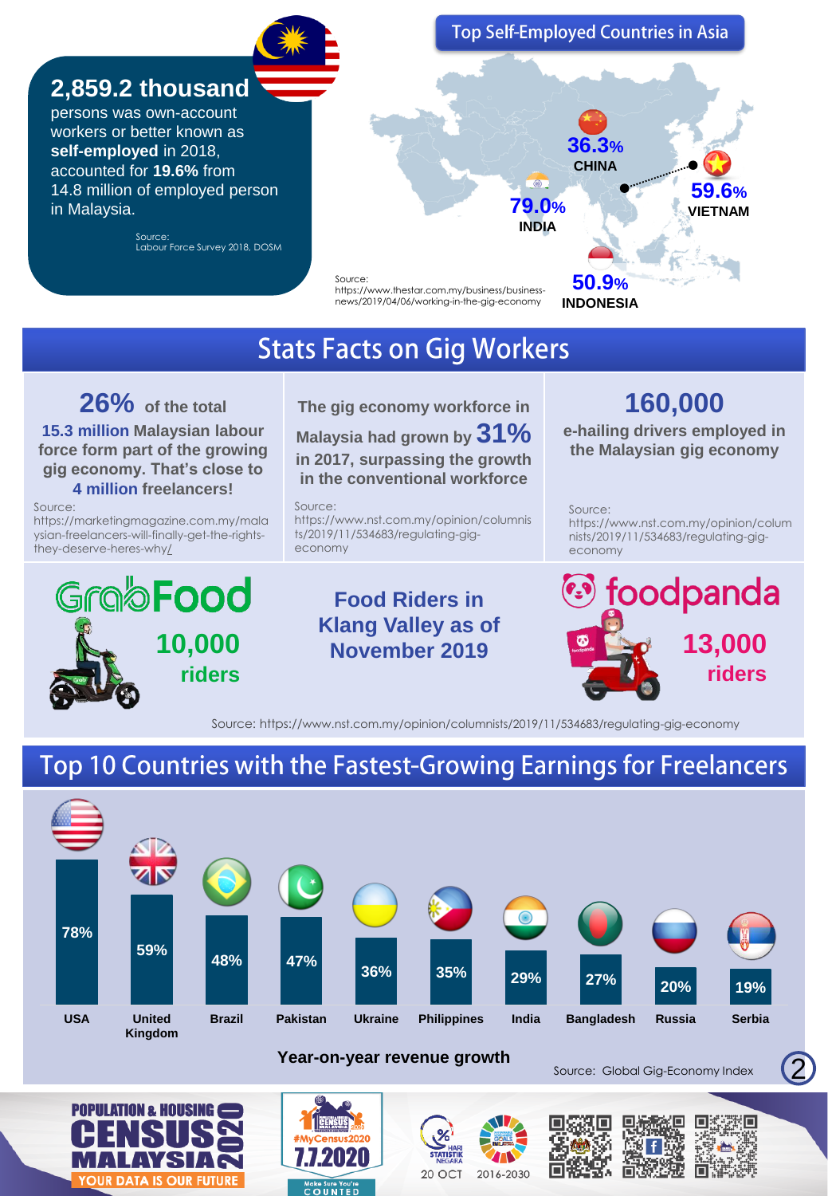**2,859.2 thousand** persons was own-account workers or better known as **self-employed** in 2018, accounted for **19.6%** from 14.8 million of employed person in Malaysia.

Source: Labour Force Survey 2018, DOSM

## Top Self-Employed Countries in Asia

36.3% CHINA

79.0% INDIA

59.6% VIETNAM

50.9% INDONESIA

Source: https://www.thestar.com.my/business/business-news/2019/04/06/working-in-the-gig-economy

## Stats Facts on Gig Workers

**26%** of the total **15.3 million** Malaysian labour force form part of the growing gig economy. That's close to **4 million** freelancers!

Source: https://marketingmagazine.com.my/malaysian-freelancers-will-finally-get-the-rights-they-deserve-heres-why/

The gig economy workforce in Malaysia had grown by **31%** in 2017, surpassing the growth in the conventional workforce

Source: https://www.nst.com.my/opinion/columnists/2019/11/534683/regulating-gig-economy

**160,000** e-hailing drivers employed in the Malaysian gig economy

Source: https://www.nst.com.my/opinion/columnists/2019/11/534683/regulating-gig-economy

**Food Riders in Klang Valley as of November 2019**

GrabFood: **10,000** riders

foodpanda: **13,000** riders

Source: https://www.nst.com.my/opinion/columnists/2019/11/534683/regulating-gig-economy

## Top 10 Countries with the Fastest-Growing Earnings for Freelancers

78% USA
59% United Kingdom
48% Brazil
47% Pakistan
36% Ukraine
35% Philippines
29% India
27% Bangladesh
20% Russia
19% Serbia

Year-on-year revenue growth

Source: Global Gig-Economy Index

POPULATION & HOUSING CENSUS MALAYSIA 2020 — YOUR DATA IS OUR FUTURE

#MyCensus2020 7.7.2020 — Make Sure You're COUNTED

HARI STATISTIK NEGARA 20 OCT

2016-2030